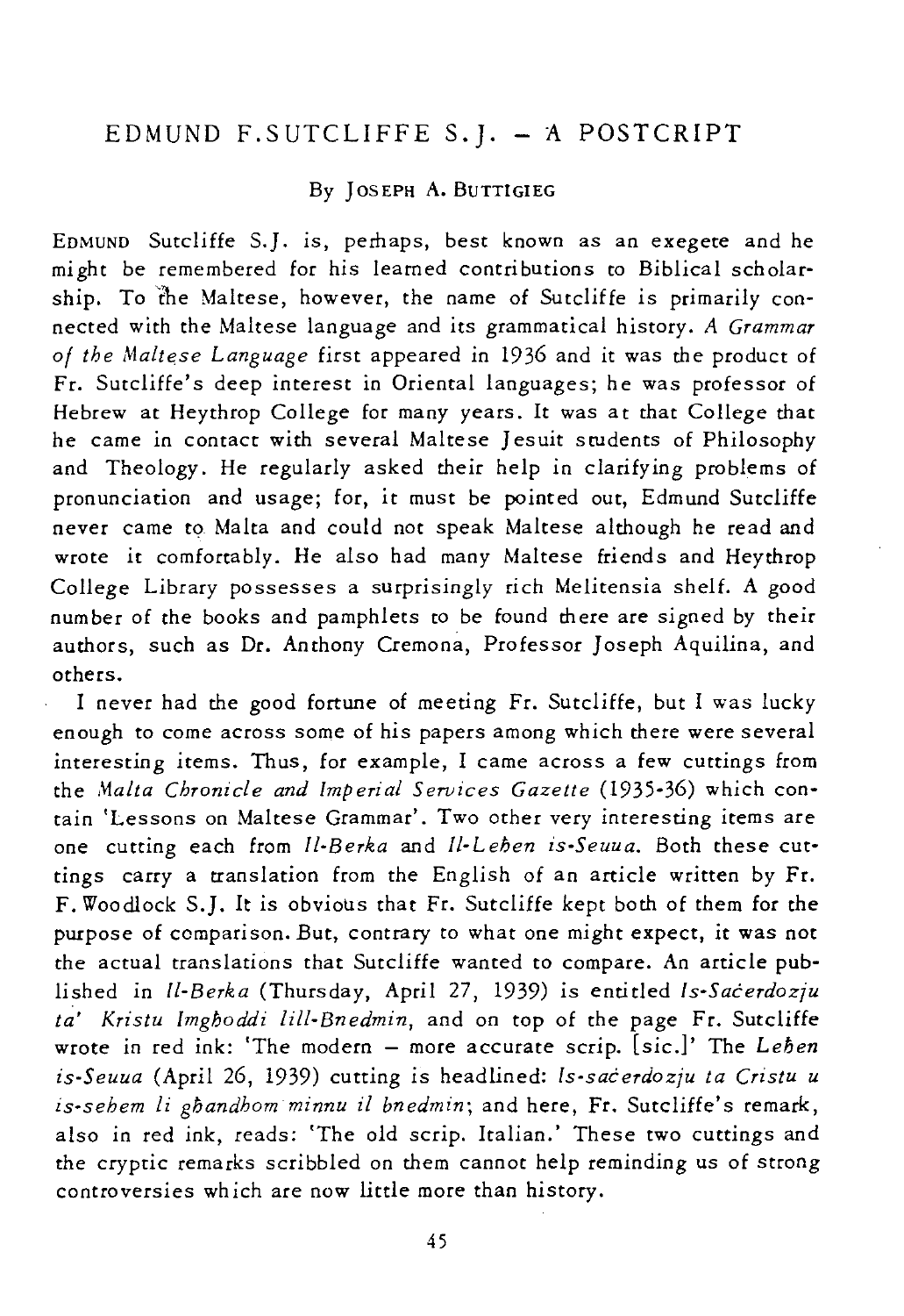# EDMUND F.SUTCLIFFE S.J. – A POSTCRIPT

By JOSEPH A. BUTTIGIEG

EDMUND Sutcliffe S.J. is, perhaps, best known as an exegete and he might be remembered for his learned contributions to Biblical scholarship. To the Maltese, however, the name of Sutcliffe is primarily connected with the Maltese language and its grammatical history. *A Grammar of the Maltese Language* first appeared in 1936 and it was the product of Fr. Sutcliffe's deep interest in Oriental languages; he was professor of Hebrew at Heythrop College for many years. It was at that College that he came in contact with several Maltese Jesuit students of Philosophy and Theology. He regularly asked their help in clarifying problems of pronunciation and usage; for, it must be pointed out, Edmund Sutcliffe never came to Malta and could not speak Maltese although he read and wrote it comfortably. He also had many Maltese friends and Heythrop College Library possesses a surprisingly rich Melitensia shelf. A good number of the books and pamphlets to be found there are signed by their authors, such as Dr. Anthony Cremona, Professor Joseph Aquilina, and others.

I never had the good fortune of meeting Fr. Sutcliffe, but I was lucky enough to come across some of his papers among which there were several interesting items. Thus, for example, I came across a few cuttings from the *Malta Chronicle and Imperial Services Gazette* (1935-36) which contain 'Lessons on Maltese Grammar'. Two other very interesting items are one cutting each from *Il-Berka* and *Il-Leħen is-Seuua*. Both these cuttings carry a translation from the English of an article written by Fr. F. Woodlock S.J. It is obvious that Fr. Sutcliffe kept both of them for the purpose of comparison. But, contrary to what one might expect, it was not the actual translations that Sutcliffe wanted to compare. An article published in *Il-Berka* (Thursday, April 27, 1939) is entitled *Is-Saċerdozju ta' Kristu Imgħoddi lill-Bnedmin*, and on top of the page Fr. Sutcliffe wrote in red ink: 'The modern – more accurate scrip. [sic.]' The *Leħen is-Seuua* (April 26, 1939) cutting is headlined: *Is-saċerdozju ta Cristu u is-sehem li għandhom minnu il bnedmin*; and here, Fr. Sutcliffe's remark, also in red ink, reads: 'The old scrip. Italian.' These two cuttings and the cryptic remarks scribbled on them cannot help reminding us of strong controversies which are now little more than history.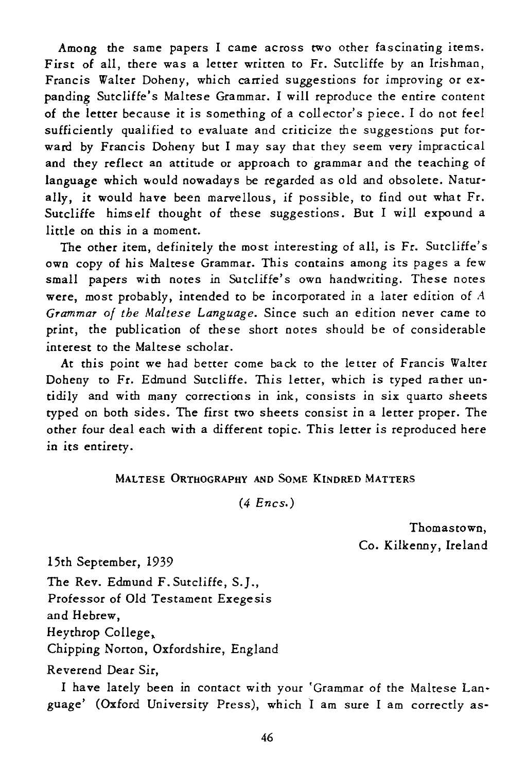Among the same papers I came across two other fascinating items. First of all, there was a letter written to Fr. Sutcliffe by an Irishman, Francis Walter Doheny, which carried suggestions for improving or expanding Sutcliffe's Maltese Grammar. I will reproduce the entire content of the letter because it is something of a collector's piece. I do not feel sufficiently qualified to evaluate and criticize the suggestions put forward by Francis Doheny but I may say that they seem very impractical and they reflect an attitude or approach to grammar and the teaching of language which would nowadays be regarded as old and obsolete. Naturally, it would have been marvellous, if possible, to find out what Fr. Sutcliffe himself thought of these suggestions. But I will expound a little on this in a moment.

The other item, definitely the most interesting of all, is Fr. Sutcliffe's own copy of his Maltese Grammar. This contains among its pages a few small papers with notes in Sutcliffe's own handwriting. These notes were, most probably, intended to be incorporated in a later edition of *A Grammar of the Maltese Language*. Since such an edition never came to print, the publication of these short notes should be of considerable interest to the Maltese scholar.

At this point we had better come back to the letter of Francis Walter Doheny to Fr. Edmund Sutcliffe. This letter, which is typed rather untidily and with many corrections in ink, consists in six quarto sheets typed on both sides. The first two sheets consist in a letter proper. The other four deal each with a different topic. This letter is reproduced here in its entirety.

MALTESE ORTHOGRAPHY AND SOME KINDRED MATTERS

*(4 Encs.)*

Thomastown,
Co. Kilkenny, Ireland

15th September, 1939

The Rev. Edmund F. Sutcliffe, S.J.,
Professor of Old Testament Exegesis
and Hebrew,
Heythrop College,
Chipping Norton, Oxfordshire, England

Reverend Dear Sir,

I have lately been in contact with your 'Grammar of the Maltese Language' (Oxford University Press), which I am sure I am correctly as-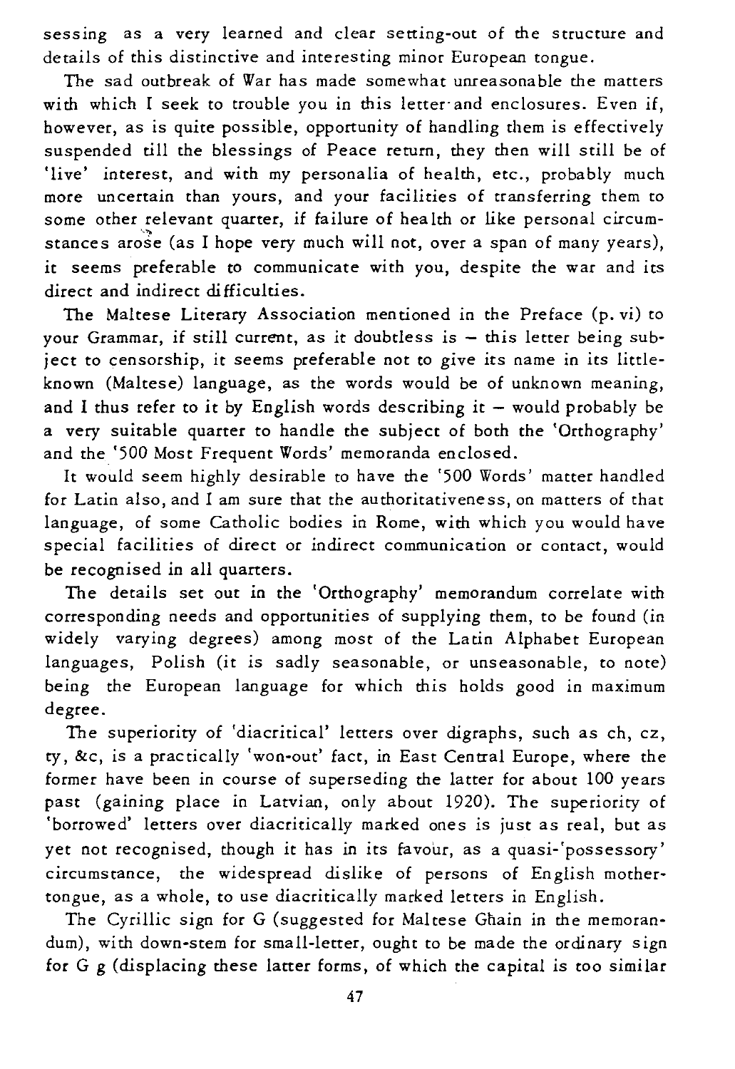sessing as a very learned and clear setting-out of the structure and details of this distinctive and interesting minor European tongue.

The sad outbreak of War has made somewhat unreasonable the matters with which I seek to trouble you in this letter and enclosures. Even if, however, as is quite possible, opportunity of handling them is effectively suspended till the blessings of Peace return, they then will still be of 'live' interest, and with my personalia of health, etc., probably much more uncertain than yours, and your facilities of transferring them to some other relevant quarter, if failure of health or like personal circumstances arose (as I hope very much will not, over a span of many years), it seems preferable to communicate with you, despite the war and its direct and indirect difficulties.

The Maltese Literary Association mentioned in the Preface (p. vi) to your Grammar, if still current, as it doubtless is – this letter being subject to censorship, it seems preferable not to give its name in its little-known (Maltese) language, as the words would be of unknown meaning, and I thus refer to it by English words describing it – would probably be a very suitable quarter to handle the subject of both the 'Orthography' and the '500 Most Frequent Words' memoranda enclosed.

It would seem highly desirable to have the '500 Words' matter handled for Latin also, and I am sure that the authoritativeness, on matters of that language, of some Catholic bodies in Rome, with which you would have special facilities of direct or indirect communication or contact, would be recognised in all quarters.

The details set out in the 'Orthography' memorandum correlate with corresponding needs and opportunities of supplying them, to be found (in widely varying degrees) among most of the Latin Alphabet European languages, Polish (it is sadly seasonable, or unseasonable, to note) being the European language for which this holds good in maximum degree.

The superiority of 'diacritical' letters over digraphs, such as ch, cz, ty, &c, is a practically 'won-out' fact, in East Central Europe, where the former have been in course of superseding the latter for about 100 years past (gaining place in Latvian, only about 1920). The superiority of 'borrowed' letters over diacritically marked ones is just as real, but as yet not recognised, though it has in its favour, as a quasi-'possessory' circumstance, the widespread dislike of persons of English mother-tongue, as a whole, to use diacritically marked letters in English.

The Cyrillic sign for G (suggested for Maltese Għain in the memorandum), with down-stem for small-letter, ought to be made the ordinary sign for G g (displacing these latter forms, of which the capital is too similar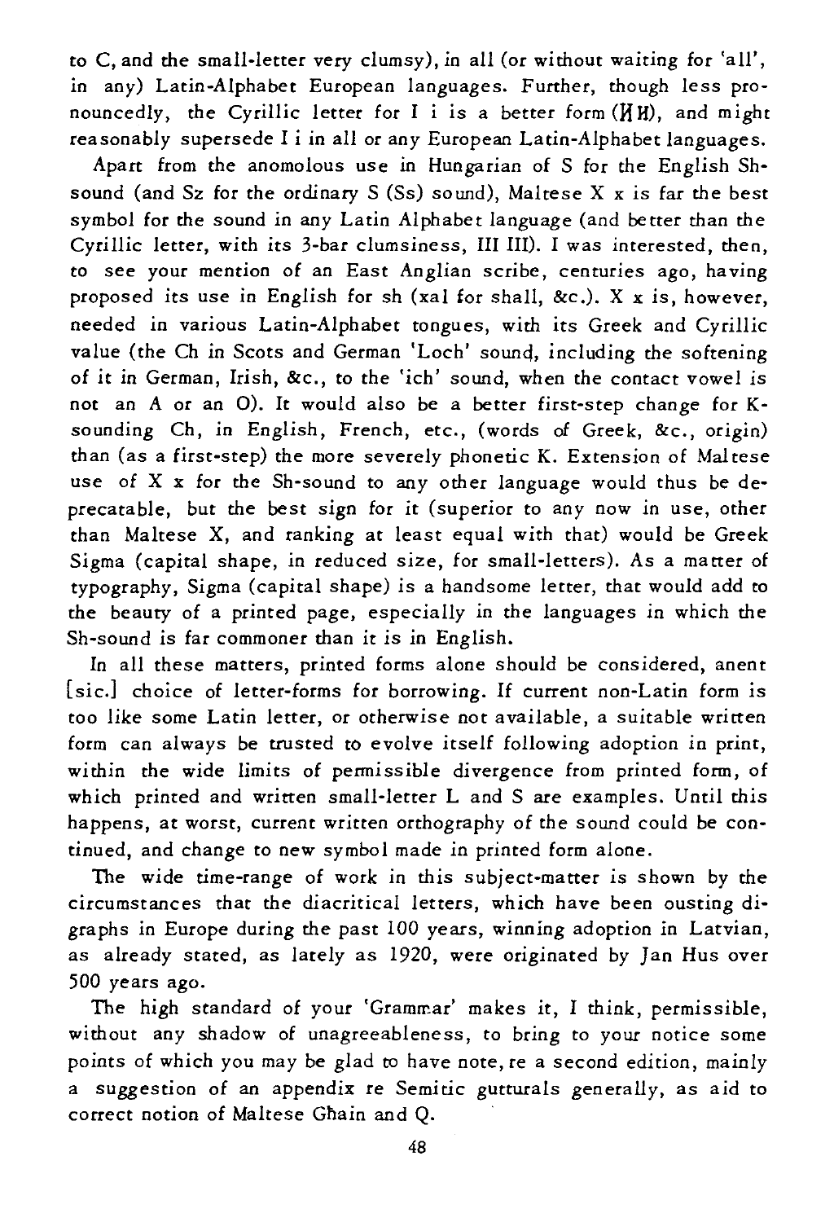to C, and the small-letter very clumsy), in all (or without waiting for 'all', in any) Latin-Alphabet European languages. Further, though less pronouncedly, the Cyrillic letter for I i is a better form (И и), and might reasonably supersede I i in all or any European Latin-Alphabet languages.

Apart from the anomolous use in Hungarian of S for the English Sh-sound (and Sz for the ordinary S (Ss) sound), Maltese X x is far the best symbol for the sound in any Latin Alphabet language (and better than the Cyrillic letter, with its 3-bar clumsiness, Ш ш). I was interested, then, to see your mention of an East Anglian scribe, centuries ago, having proposed its use in English for sh (xal for shall, &c.). X x is, however, needed in various Latin-Alphabet tongues, with its Greek and Cyrillic value (the Ch in Scots and German 'Loch' sound, including the softening of it in German, Irish, &c., to the 'ich' sound, when the contact vowel is not an A or an O). It would also be a better first-step change for K-sounding Ch, in English, French, etc., (words of Greek, &c., origin) than (as a first-step) the more severely phonetic K. Extension of Maltese use of X x for the Sh-sound to any other language would thus be deprecatable, but the best sign for it (superior to any now in use, other than Maltese X, and ranking at least equal with that) would be Greek Sigma (capital shape, in reduced size, for small-letters). As a matter of typography, Sigma (capital shape) is a handsome letter, that would add to the beauty of a printed page, especially in the languages in which the Sh-sound is far commoner than it is in English.

In all these matters, printed forms alone should be considered, anent [sic.] choice of letter-forms for borrowing. If current non-Latin form is too like some Latin letter, or otherwise not available, a suitable written form can always be trusted to evolve itself following adoption in print, within the wide limits of permissible divergence from printed form, of which printed and written small-letter L and S are examples. Until this happens, at worst, current written orthography of the sound could be continued, and change to new symbol made in printed form alone.

The wide time-range of work in this subject-matter is shown by the circumstances that the diacritical letters, which have been ousting digraphs in Europe during the past 100 years, winning adoption in Latvian, as already stated, as lately as 1920, were originated by Jan Hus over 500 years ago.

The high standard of your 'Grammar' makes it, I think, permissible, without any shadow of unagreeableness, to bring to your notice some points of which you may be glad to have note, re a second edition, mainly a suggestion of an appendix re Semitic gutturals generally, as aid to correct notion of Maltese Għain and Q.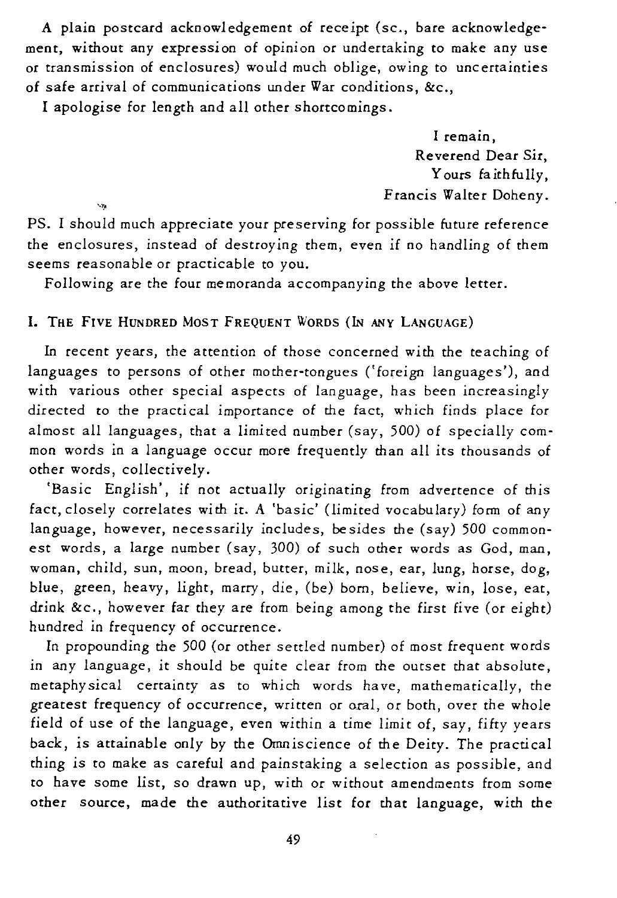A plain postcard acknowledgement of receipt (sc., bare acknowledgement, without any expression of opinion or undertaking to make any use or transmission of enclosures) would much oblige, owing to uncertainties of safe arrival of communications under War conditions, &c.,

I apologise for length and all other shortcomings.

I remain,
Reverend Dear Sir,
Yours faithfully,
Francis Walter Doheny.

PS. I should much appreciate your preserving for possible future reference the enclosures, instead of destroying them, even if no handling of them seems reasonable or practicable to you.

Following are the four memoranda accompanying the above letter.

## I. The Five Hundred Most Frequent Words (In any Language)

In recent years, the attention of those concerned with the teaching of languages to persons of other mother-tongues ('foreign languages'), and with various other special aspects of language, has been increasingly directed to the practical importance of the fact, which finds place for almost all languages, that a limited number (say, 500) of specially common words in a language occur more frequently than all its thousands of other words, collectively.

'Basic English', if not actually originating from advertence of this fact, closely correlates with it. A 'basic' (limited vocabulary) form of any language, however, necessarily includes, besides the (say) 500 commonest words, a large number (say, 300) of such other words as God, man, woman, child, sun, moon, bread, butter, milk, nose, ear, lung, horse, dog, blue, green, heavy, light, marry, die, (be) born, believe, win, lose, eat, drink &c., however far they are from being among the first five (or eight) hundred in frequency of occurrence.

In propounding the 500 (or other settled number) of most frequent words in any language, it should be quite clear from the outset that absolute, metaphysical certainty as to which words have, mathematically, the greatest frequency of occurrence, written or oral, or both, over the whole field of use of the language, even within a time limit of, say, fifty years back, is attainable only by the Omniscience of the Deity. The practical thing is to make as careful and painstaking a selection as possible, and to have some list, so drawn up, with or without amendments from some other source, made the authoritative list for that language, with the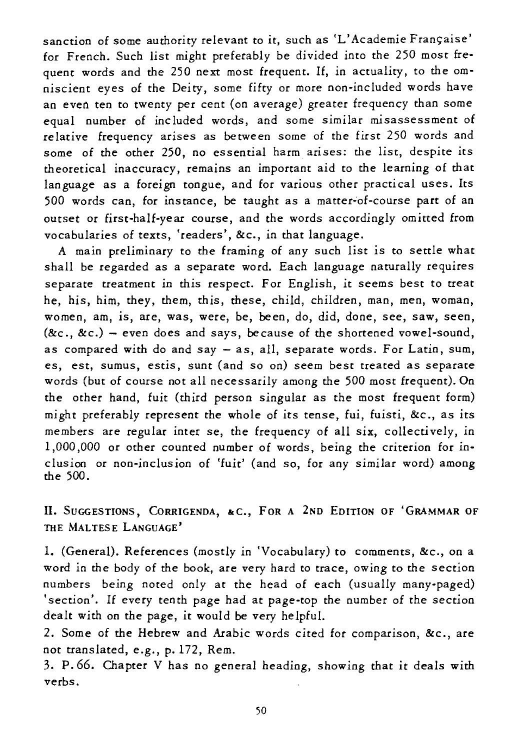sanction of some authority relevant to it, such as 'L'Academie Française' for French. Such list might preferably be divided into the 250 most frequent words and the 250 next most frequent. If, in actuality, to the omniscient eyes of the Deity, some fifty or more non-included words have an even ten to twenty per cent (on average) greater frequency than some equal number of included words, and some similar misassessment of relative frequency arises as between some of the first 250 words and some of the other 250, no essential harm arises: the list, despite its theoretical inaccuracy, remains an important aid to the learning of that language as a foreign tongue, and for various other practical uses. Its 500 words can, for instance, be taught as a matter-of-course part of an outset or first-half-year course, and the words accordingly omitted from vocabularies of texts, 'readers', &c., in that language.

A main preliminary to the framing of any such list is to settle what shall be regarded as a separate word. Each language naturally requires separate treatment in this respect. For English, it seems best to treat he, his, him, they, them, this, these, child, children, man, men, woman, women, am, is, are, was, were, be, been, do, did, done, see, saw, seen, (&c., &c.) – even does and says, because of the shortened vowel-sound, as compared with do and say – as, all, separate words. For Latin, sum, es, est, sumus, estis, sunt (and so on) seem best treated as separate words (but of course not all necessarily among the 500 most frequent). On the other hand, fuit (third person singular as the most frequent form) might preferably represent the whole of its tense, fui, fuisti, &c., as its members are regular inter se, the frequency of all six, collectively, in 1,000,000 or other counted number of words, being the criterion for inclusion or non-inclusion of 'fuit' (and so, for any similar word) among the 500.

## II. Suggestions, Corrigenda, &c., For a 2nd Edition of 'Grammar of the Maltese Language'

1. (General). References (mostly in 'Vocabulary) to comments, &c., on a word in the body of the book, are very hard to trace, owing to the section numbers being noted only at the head of each (usually many-paged) 'section'. If every tenth page had at page-top the number of the section dealt with on the page, it would be very helpful.

2. Some of the Hebrew and Arabic words cited for comparison, &c., are not translated, e.g., p. 172, Rem.

3. P. 66. Chapter V has no general heading, showing that it deals with verbs.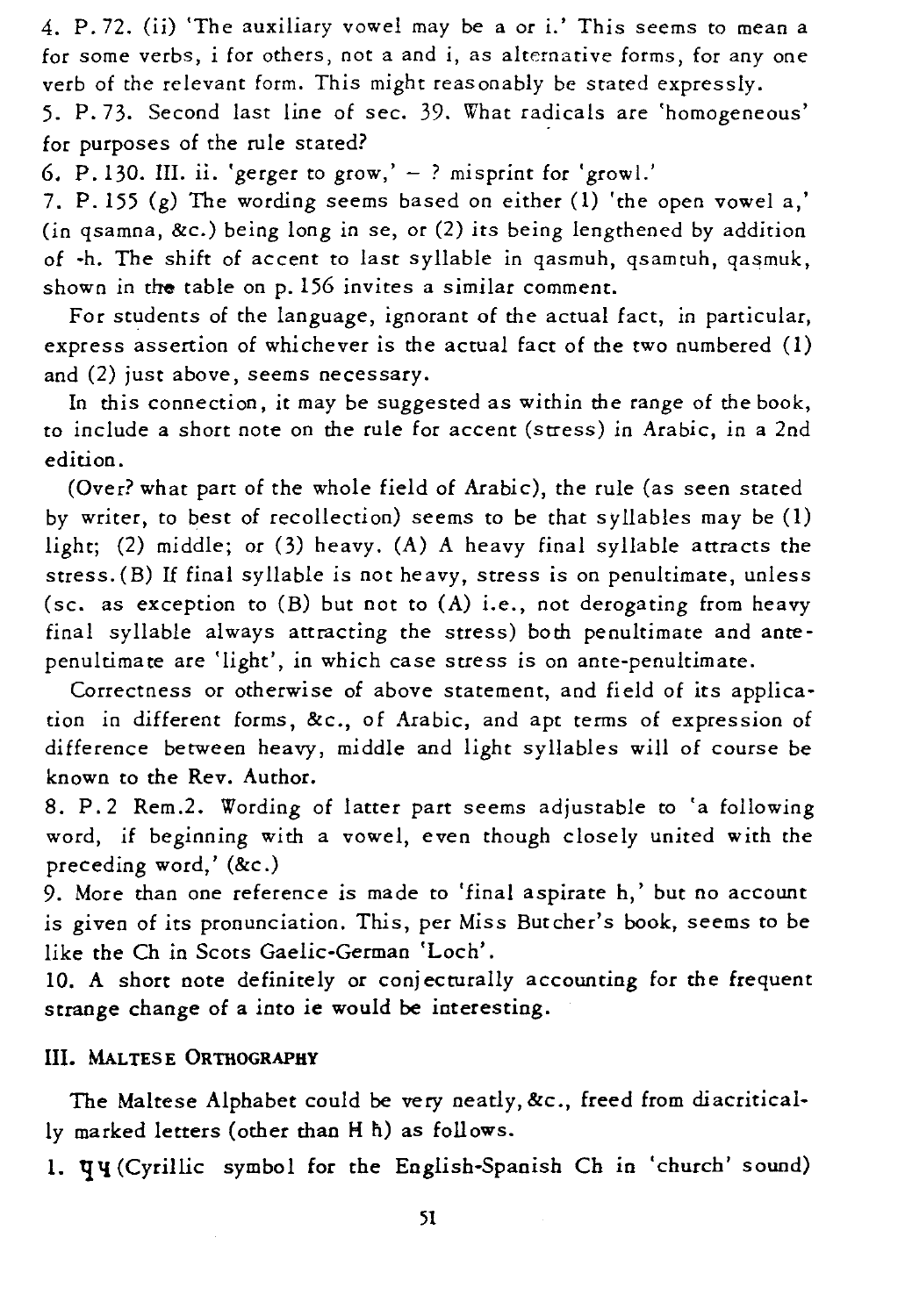4. P. 72. (ii) 'The auxiliary vowel may be a or i.' This seems to mean a for some verbs, i for others, not a and i, as alternative forms, for any one verb of the relevant form. This might reasonably be stated expressly.

5. P. 73. Second last line of sec. 39. What radicals are 'homogeneous' for purposes of the rule stated?

6. P. 130. III. ii. 'gerger to grow,' – ? misprint for 'growl.'

7. P. 155 (g) The wording seems based on either (1) 'the open vowel a,' (in qsamna, &c.) being long in se, or (2) its being lengthened by addition of -h. The shift of accent to last syllable in qasmuh, qsamtuh, qaṣmuk, shown in the table on p. 156 invites a similar comment.

For students of the language, ignorant of the actual fact, in particular, express assertion of whichever is the actual fact of the two numbered (1) and (2) just above, seems necessary.

In this connection, it may be suggested as within the range of the book, to include a short note on the rule for accent (stress) in Arabic, in a 2nd edition.

(Over? what part of the whole field of Arabic), the rule (as seen stated by writer, to best of recollection) seems to be that syllables may be (1) light; (2) middle; or (3) heavy. (A) A heavy final syllable attracts the stress. (B) If final syllable is not heavy, stress is on penultimate, unless (sc. as exception to (B) but not to (A) i.e., not derogating from heavy final syllable always attracting the stress) both penultimate and ante-penultimate are 'light', in which case stress is on ante-penultimate.

Correctness or otherwise of above statement, and field of its application in different forms, &c., of Arabic, and apt terms of expression of difference between heavy, middle and light syllables will of course be known to the Rev. Author.

8. P. 2 Rem. 2. Wording of latter part seems adjustable to 'a following word, if beginning with a vowel, even though closely united with the preceding word,' (&c.)

9. More than one reference is made to 'final aspirate h,' but no account is given of its pronunciation. This, per Miss Butcher's book, seems to be like the Ch in Scots Gaelic-German 'Loch'.

10. A short note definitely or conjecturally accounting for the frequent strange change of a into ie would be interesting.

### III. Maltese Orthography

The Maltese Alphabet could be very neatly, &c., freed from diacritically marked letters (other than Ħ ħ) as follows.

1. Ч ч (Cyrillic symbol for the English-Spanish Ch in 'church' sound)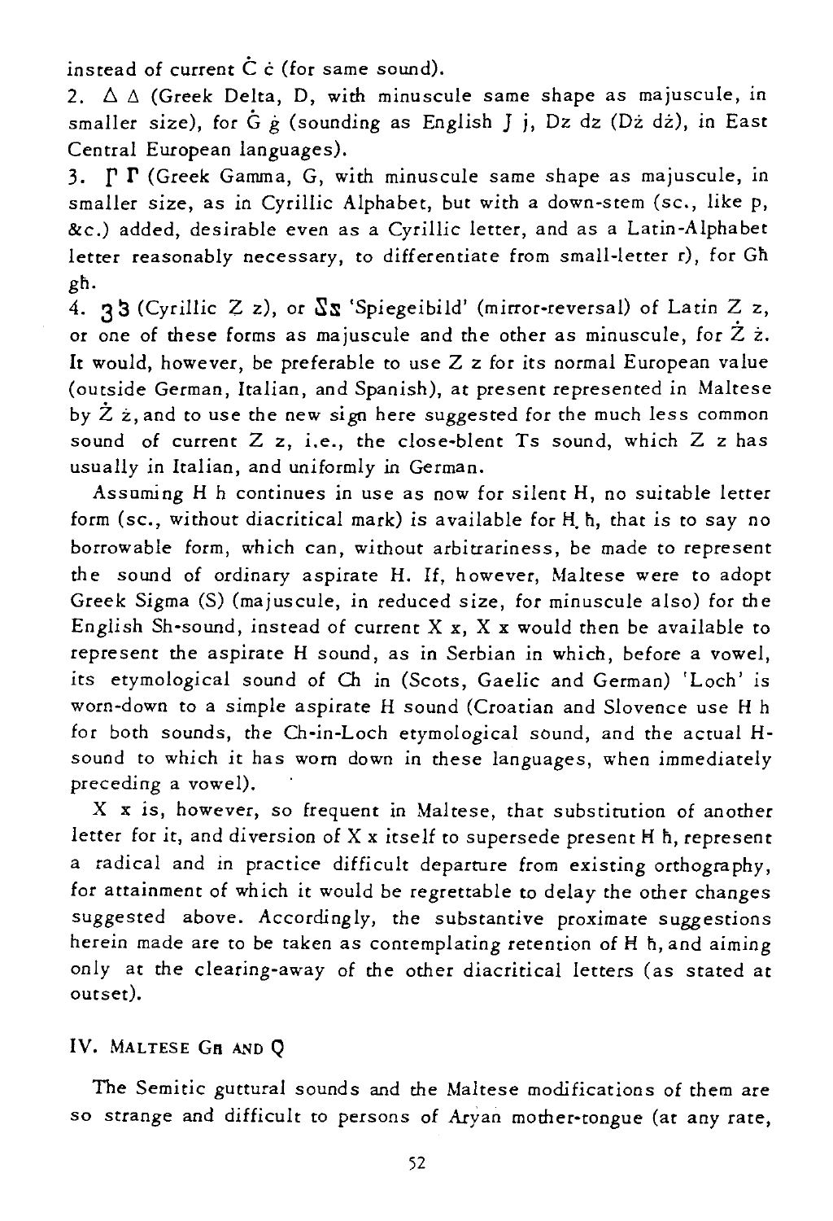instead of current Ċ ċ (for same sound).

2. Δ Δ (Greek Delta, D, with minuscule same shape as majuscule, in smaller size), for Ġ ġ (sounding as English J j, Dz dz (Dż dż), in East Central European languages).

3. Γ Γ (Greek Gamma, G, with minuscule same shape as majuscule, in smaller size, as in Cyrillic Alphabet, but with a down-stem (sc., like p, &c.) added, desirable even as a Cyrillic letter, and as a Latin-Alphabet letter reasonably necessary, to differentiate from small-letter r), for Għ għ.

4. З з (Cyrillic Z z), or Ƨ ƨ 'Spiegeibild' (mirror-reversal) of Latin Z z, or one of these forms as majuscule and the other as minuscule, for Ż ż. It would, however, be preferable to use Z z for its normal European value (outside German, Italian, and Spanish), at present represented in Maltese by Ż ż, and to use the new sign here suggested for the much less common sound of current Z z, i.e., the close-blent Ts sound, which Z z has usually in Italian, and uniformly in German.

Assuming H h continues in use as now for silent H, no suitable letter form (sc., without diacritical mark) is available for Ħ ħ, that is to say no borrowable form, which can, without arbitrariness, be made to represent the sound of ordinary aspirate H. If, however, Maltese were to adopt Greek Sigma (S) (majuscule, in reduced size, for minuscule also) for the English Sh-sound, instead of current X x, X x would then be available to represent the aspirate H sound, as in Serbian in which, before a vowel, its etymological sound of Ch in (Scots, Gaelic and German) 'Loch' is worn-down to a simple aspirate H sound (Croatian and Slovence use H h for both sounds, the Ch-in-Loch etymological sound, and the actual H-sound to which it has worn down in these languages, when immediately preceding a vowel).

X x is, however, so frequent in Maltese, that substitution of another letter for it, and diversion of X x itself to supersede present Ħ ħ, represent a radical and in practice difficult departure from existing orthography, for attainment of which it would be regrettable to delay the other changes suggested above. Accordingly, the substantive proximate suggestions herein made are to be taken as contemplating retention of Ħ ħ, and aiming only at the clearing-away of the other diacritical letters (as stated at outset).

## IV. Maltese Għ and Q

The Semitic guttural sounds and the Maltese modifications of them are so strange and difficult to persons of Aryan mother-tongue (at any rate,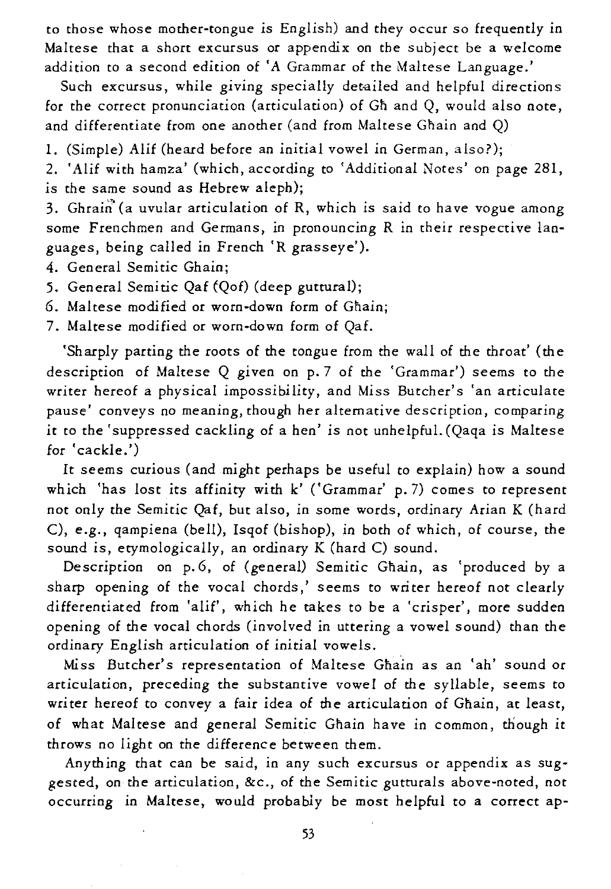to those whose mother-tongue is English) and they occur so frequently in Maltese that a short excursus or appendix on the subject be a welcome addition to a second edition of 'A Grammar of the Maltese Language.'

Such excursus, while giving specially detailed and helpful directions for the correct pronunciation (articulation) of Għ and Q, would also note, and differentiate from one another (and from Maltese Ghain and Q)

1. (Simple) Alif (heard before an initial vowel in German, also?);
2. 'Alif with hamza' (which, according to 'Additional Notes' on page 281, is the same sound as Hebrew aleph);
3. Ghrain (a uvular articulation of R, which is said to have vogue among some Frenchmen and Germans, in pronouncing R in their respective languages, being called in French 'R grasseye').
4. General Semitic Ghain;
5. General Semitic Qaf (Qof) (deep guttural);
6. Maltese modified or worn-down form of Għain;
7. Maltese modified or worn-down form of Qaf.

'Sharply parting the roots of the tongue from the wall of the throat' (the description of Maltese Q given on p. 7 of the 'Grammar') seems to the writer hereof a physical impossibility, and Miss Butcher's 'an articulate pause' conveys no meaning, though her alternative description, comparing it to the 'suppressed cackling of a hen' is not unhelpful. (Qaqa is Maltese for 'cackle.')

It seems curious (and might perhaps be useful to explain) how a sound which 'has lost its affinity with k' ('Grammar' p. 7) comes to represent not only the Semitic Qaf, but also, in some words, ordinary Arian K (hard C), e.g., qampiena (bell), Isqof (bishop), in both of which, of course, the sound is, etymologically, an ordinary K (hard C) sound.

Description on p. 6, of (general) Semitic Għain, as 'produced by a sharp opening of the vocal chords,' seems to writer hereof not clearly differentiated from 'alif', which he takes to be a 'crisper', more sudden opening of the vocal chords (involved in uttering a vowel sound) than the ordinary English articulation of initial vowels.

Miss Butcher's representation of Maltese Għain as an 'ah' sound or articulation, preceding the substantive vowel of the syllable, seems to writer hereof to convey a fair idea of the articulation of Għain, at least, of what Maltese and general Semitic Ghain have in common, though it throws no light on the difference between them.

Anything that can be said, in any such excursus or appendix as suggested, on the articulation, &c., of the Semitic gutturals above-noted, not occurring in Maltese, would probably be most helpful to a correct ap-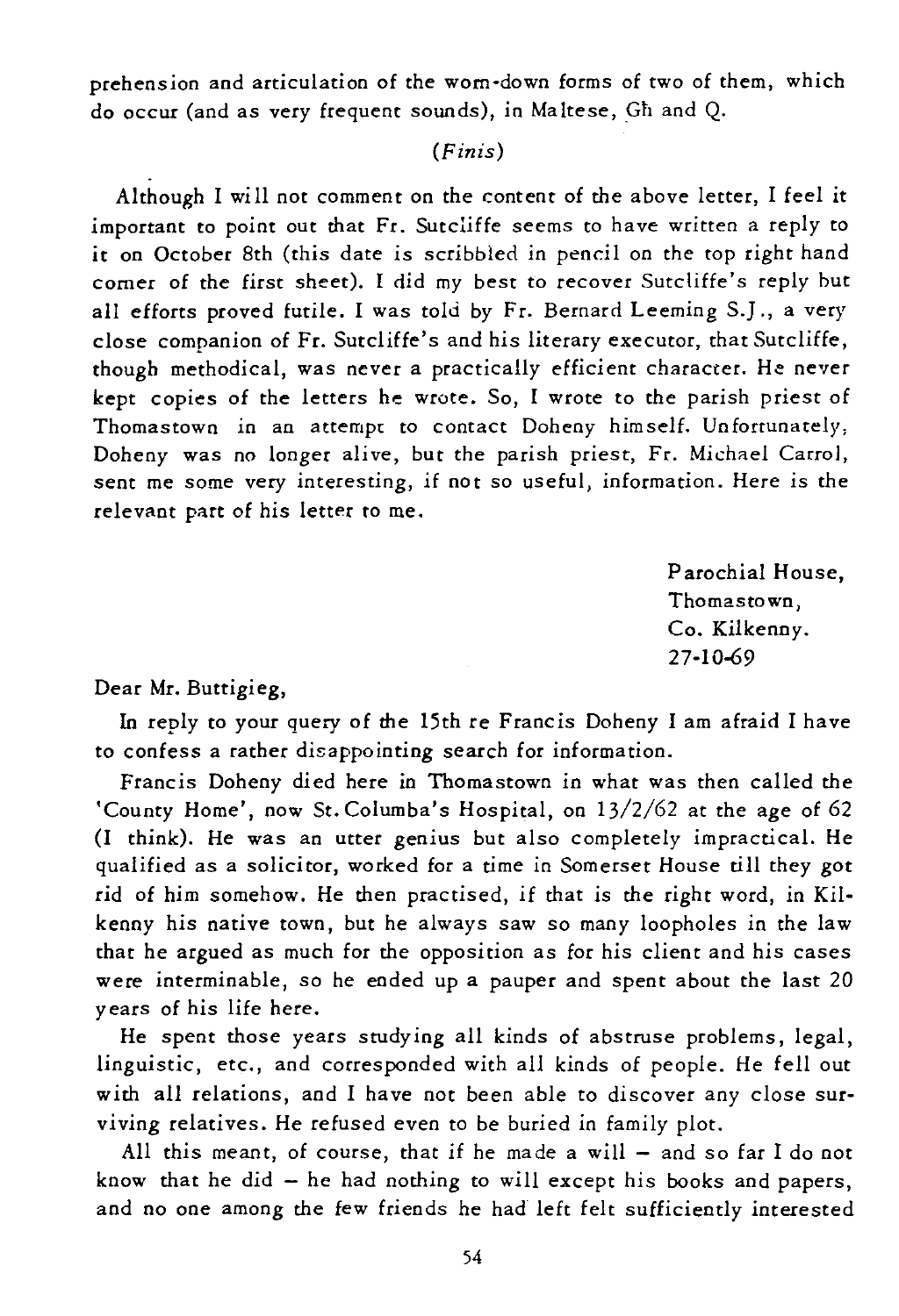prehension and articulation of the worn-down forms of two of them, which do occur (and as very frequent sounds), in Maltese, Għ and Q.

(*Finis*)

Although I will not comment on the content of the above letter, I feel it important to point out that Fr. Sutcliffe seems to have written a reply to it on October 8th (this date is scribbled in pencil on the top right hand corner of the first sheet). I did my best to recover Sutcliffe's reply but all efforts proved futile. I was told by Fr. Bernard Leeming S.J., a very close companion of Fr. Sutcliffe's and his literary executor, that Sutcliffe, though methodical, was never a practically efficient character. He never kept copies of the letters he wrote. So, I wrote to the parish priest of Thomastown in an attempt to contact Doheny himself. Unfortunately, Doheny was no longer alive, but the parish priest, Fr. Michael Carrol, sent me some very interesting, if not so useful, information. Here is the relevant part of his letter to me.

Parochial House,
Thomastown,
Co. Kilkenny.
27-10-69

Dear Mr. Buttigieg,

In reply to your query of the 15th re Francis Doheny I am afraid I have to confess a rather disappointing search for information.

Francis Doheny died here in Thomastown in what was then called the 'County Home', now St. Columba's Hospital, on 13/2/62 at the age of 62 (I think). He was an utter genius but also completely impractical. He qualified as a solicitor, worked for a time in Somerset House till they got rid of him somehow. He then practised, if that is the right word, in Kilkenny his native town, but he always saw so many loopholes in the law that he argued as much for the opposition as for his client and his cases were interminable, so he ended up a pauper and spent about the last 20 years of his life here.

He spent those years studying all kinds of abstruse problems, legal, linguistic, etc., and corresponded with all kinds of people. He fell out with all relations, and I have not been able to discover any close surviving relatives. He refused even to be buried in family plot.

All this meant, of course, that if he made a will – and so far I do not know that he did – he had nothing to will except his books and papers, and no one among the few friends he had left felt sufficiently interested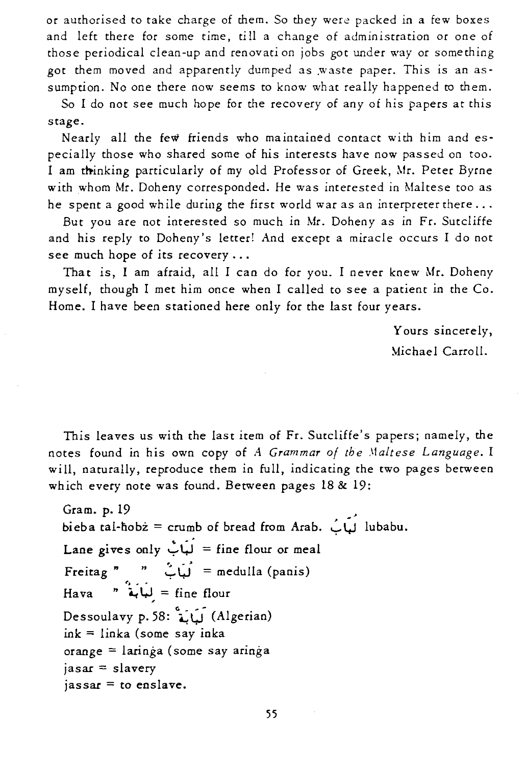or authorised to take charge of them. So they were packed in a few boxes and left there for some time, till a change of administration or one of those periodical clean-up and renovation jobs got under way or something got them moved and apparently dumped as waste paper. This is an assumption. No one there now seems to know what really happened to them.

So I do not see much hope for the recovery of any of his papers at this stage.

Nearly all the few friends who maintained contact with him and especially those who shared some of his interests have now passed on too. I am thinking particularly of my old Professor of Greek, Mr. Peter Byrne with whom Mr. Doheny corresponded. He was interested in Maltese too as he spent a good while during the first world war as an interpreter there...

But you are not interested so much in Mr. Doheny as in Fr. Sutcliffe and his reply to Doheny's letter! And except a miracle occurs I do not see much hope of its recovery...

That is, I am afraid, all I can do for you. I never knew Mr. Doheny myself, though I met him once when I called to see a patient in the Co. Home. I have been stationed here only for the last four years.

Yours sincerely,
Michael Carroll.

This leaves us with the last item of Fr. Sutcliffe's papers; namely, the notes found in his own copy of *A Grammar of the Maltese Language*. I will, naturally, reproduce them in full, indicating the two pages between which every note was found. Between pages 18 & 19:

Gram. p. 19
bieba tal-ħobż = crumb of bread from Arab. لُبَابُ lubabu.
Lane gives only لُبَابٌ = fine flour or meal
Freitag " " لُبَابٌ = medulla (panis)
Hava " لُبَابَة = fine flour
Dessoulavy p. 58: لُبَابَة (Algerian)
ink = linka (some say inka
orange = larinġa (some say arinġa
jasar = slavery
jassar = to enslave.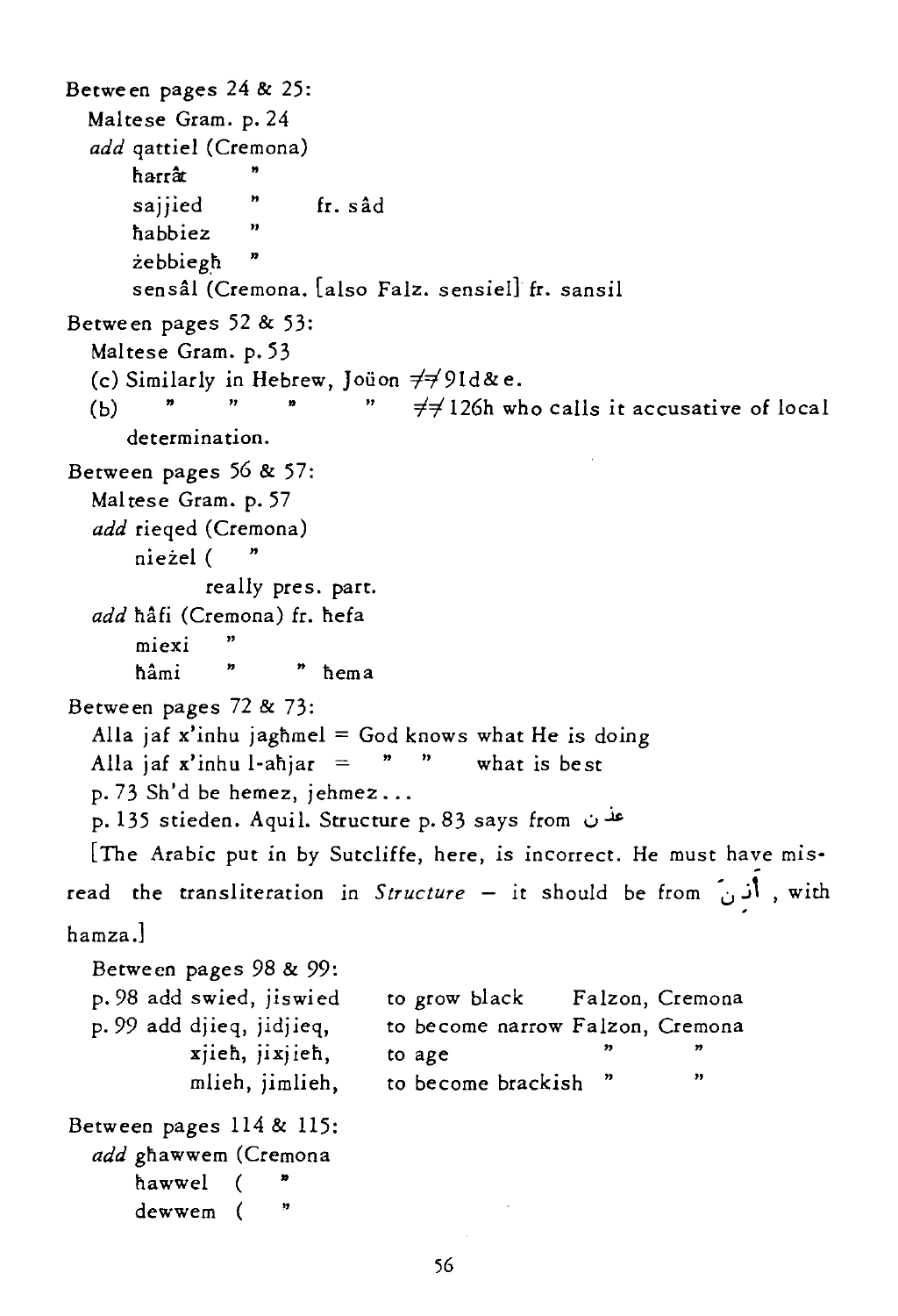Between pages 24 & 25:

Maltese Gram. p. 24

*add* qattiel (Cremona)
- ħarrât "
- sajjied " fr. sâd
- ħabbiez "
- żebbiegħ "
- sensâl (Cremona. [also Falz. sensiel] fr. sansil

Between pages 52 & 53:

Maltese Gram. p. 53

(c) Similarly in Hebrew, Joüon ≠≠ 91d&e.

(b) " " " " ≠≠ 126h who calls it accusative of local determination.

Between pages 56 & 57:

Maltese Gram. p. 57

*add* rieqed (Cremona)
- nieżel ( "
  - really pres. part.

*add* ħâfi (Cremona) fr. ħefa
- miexi "
- ħâmi " " ħema

Between pages 72 & 73:

Alla jaf x'inhu jagħmel = God knows what He is doing

Alla jaf x'inhu l-aħjar = " " what is best

p. 73 Sh'd be hemez, jehmez...

p. 135 stieden. Aquil. Structure p. 83 says from عذن

[The Arabic put in by Sutcliffe, here, is incorrect. He must have misread the transliteration in *Structure* – it should be from أذن, with hamza.]

Between pages 98 & 99:

| | | |
|---|---|---|
| p. 98 add swied, jiswied | to grow black | Falzon, Cremona |
| p. 99 add djieq, jidjieq, | to become narrow | Falzon, Cremona |
| xjieħ, jixjieħ, | to age | " " |
| mlieħ, jimlieħ, | to become brackish | " " |

Between pages 114 & 115:

*add* għawwem (Cremona
- ħawwel ( "
- dewwem ( "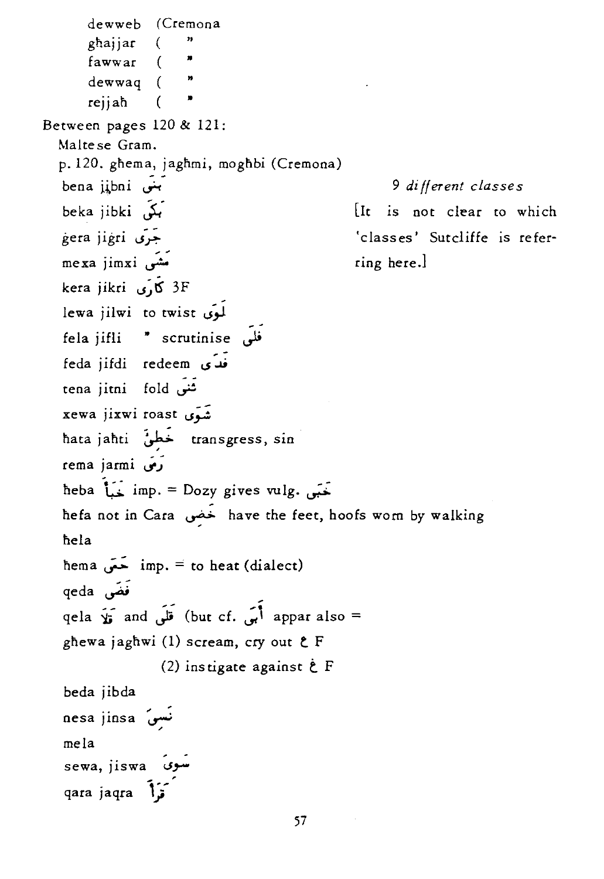dewweb (Cremona
ghajjar ( "
fawwar ( "
dewwaq ( "
rejjah ( "

Between pages 120 & 121:

Maltese Gram.

p. 120. għema, jagħmi, mogħbi (Cremona)

bena jibni بَنَى

*9 different classes*

[It is not clear to which 'classes' Sutcliffe is referring here.]

beka jibki بَكَى

ġera jiġri جَرَى

mexa jimxi مَشَى

kera jikri كَارَى 3F

lewa jilwi to twist لَوَى

fela jifli " scrutinise فَلَى

feda jifdi redeem فَدَى

tena jitni fold ثَنَى

xewa jixwi roast شَوَى

ħata jaħti خَطِئَ transgress, sin

rema jarmi رَمَى

ħeba خَبَأَ imp. = Dozy gives vulg. خَبَى

ħefa not in Cara حَفِيَ have the feet, hoofs worn by walking

ħela

ħema حَمَى imp. = to heat (dialect)

qeda قَضَى

qela قَلَا and قَلَى (but cf. أَبَى appar also =

għewa jagħwi (1) scream, cry out ع F

(2) instigate against غ F

beda jibda

nesa jinsa نَسِيَ

mela

sewa, jiswa سَوِيَ

qara jaqra قَرَأَ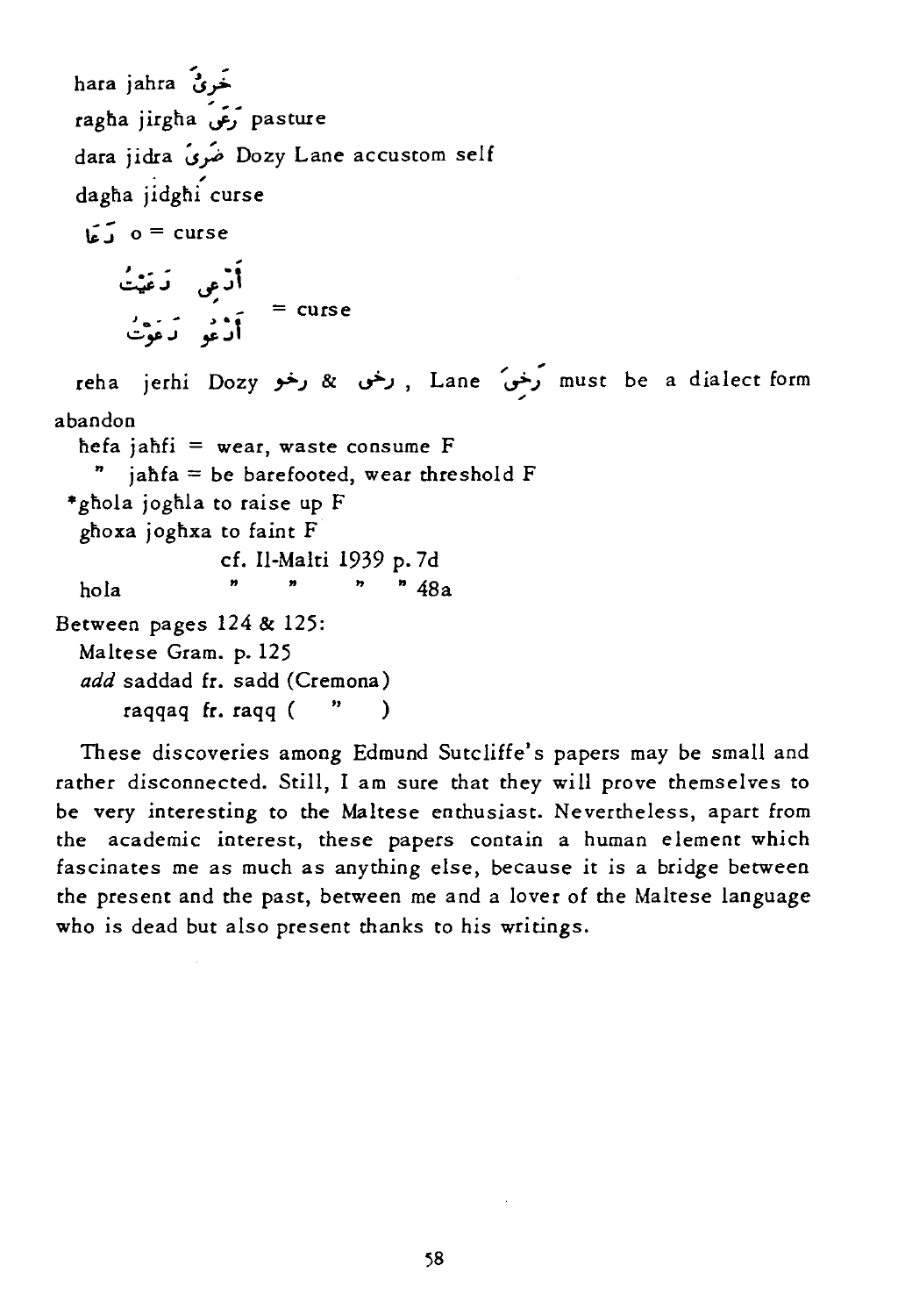hara jahra خَرِئَ

ragħa jirgħa رَعَى pasture

dara jidra ضَرِىَ Dozy Lane accustom self

dagħa jidgħí curse

دَعَا o = curse

أَدْعِى دَعَيْتُ
أَدْعُو دَعَوْتُ = curse

reħa jerħi Dozy رخو & رخى , Lane رَخِىَ must be a dialect form

abandon

ħefa jaħfi = wear, waste consume F

" jaħfa = be barefooted, wear threshold F

*għola jogħla to raise up F

għoxa jogħxa to faint F

cf. Il-Malti 1939 p. 7d

hola " " " " 48a

Between pages 124 & 125:

Maltese Gram. p. 125

*add* saddad fr. sadd (Cremona)

raqqaq fr. raqq ( " )

These discoveries among Edmund Sutcliffe's papers may be small and rather disconnected. Still, I am sure that they will prove themselves to be very interesting to the Maltese enthusiast. Nevertheless, apart from the academic interest, these papers contain a human element which fascinates me as much as anything else, because it is a bridge between the present and the past, between me and a lover of the Maltese language who is dead but also present thanks to his writings.